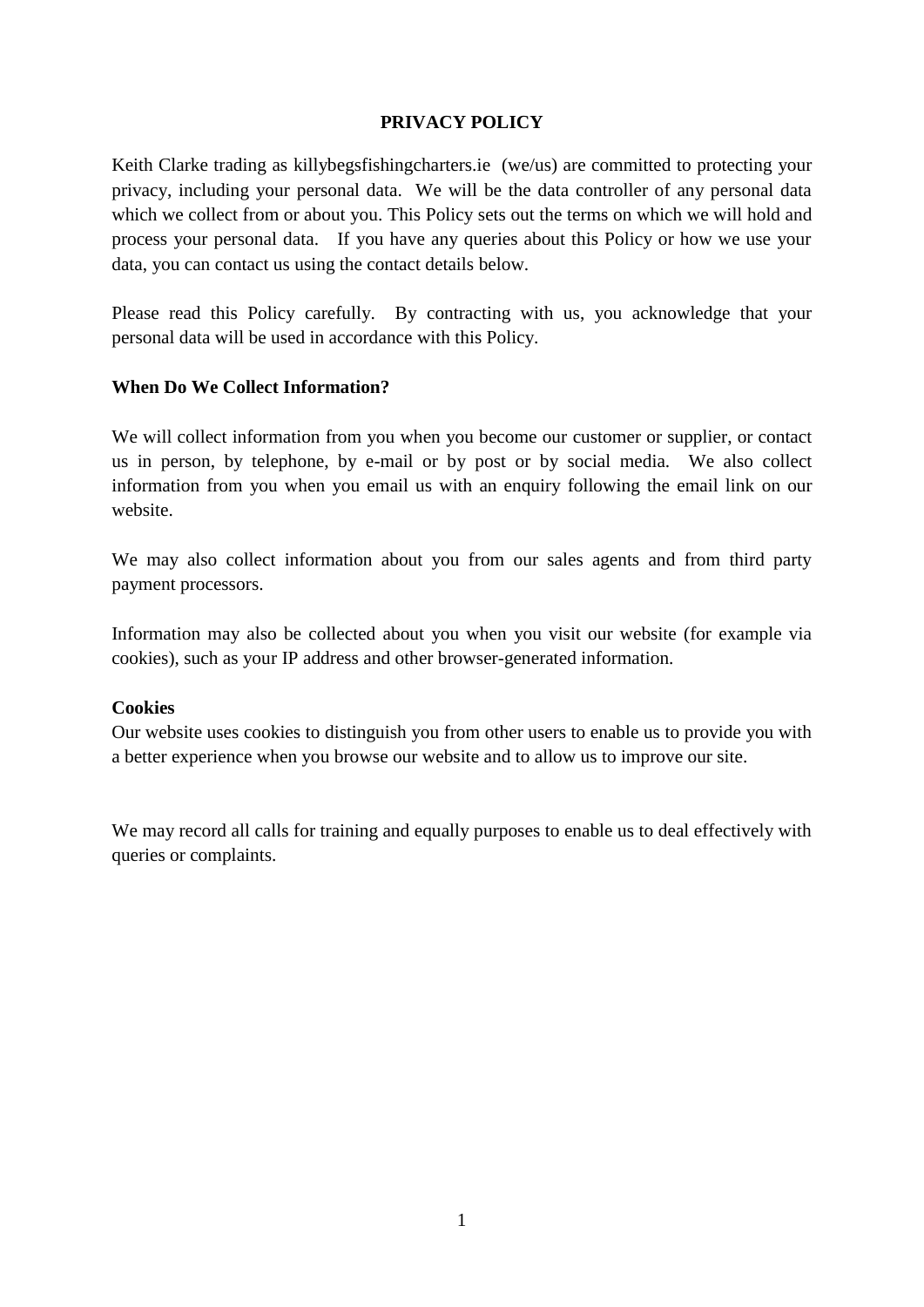**PRIVACY POLICY**

Keith Clarke trading as killybegsfishingcharters.ie (we/us) are committed to protecting your privacy, including your personal data. We will be the data controller of any personal data which we collect from or about you. This Policy sets out the terms on which we will hold and process your personal data. If you have any queries about this Policy or how we use your data, you can contact us using the contact details below.

Please read this Policy carefully. By contracting with us, you acknowledge that your personal data will be used in accordance with this Policy.

**When Do We Collect Information?**

We will collect information from you when you become our customer or supplier, or contact us in person, by telephone, by e-mail or by post or by social media. We also collect information from you when you email us with an enquiry following the email link on our website.

We may also collect information about you from our sales agents and from third party payment processors.

Information may also be collected about you when you visit our website (for example via cookies), such as your IP address and other browser-generated information.

**Cookies**

Our website uses cookies to distinguish you from other users to enable us to provide you with a better experience when you browse our website and to allow us to improve our site.

We may record all calls for training and equally purposes to enable us to deal effectively with queries or complaints.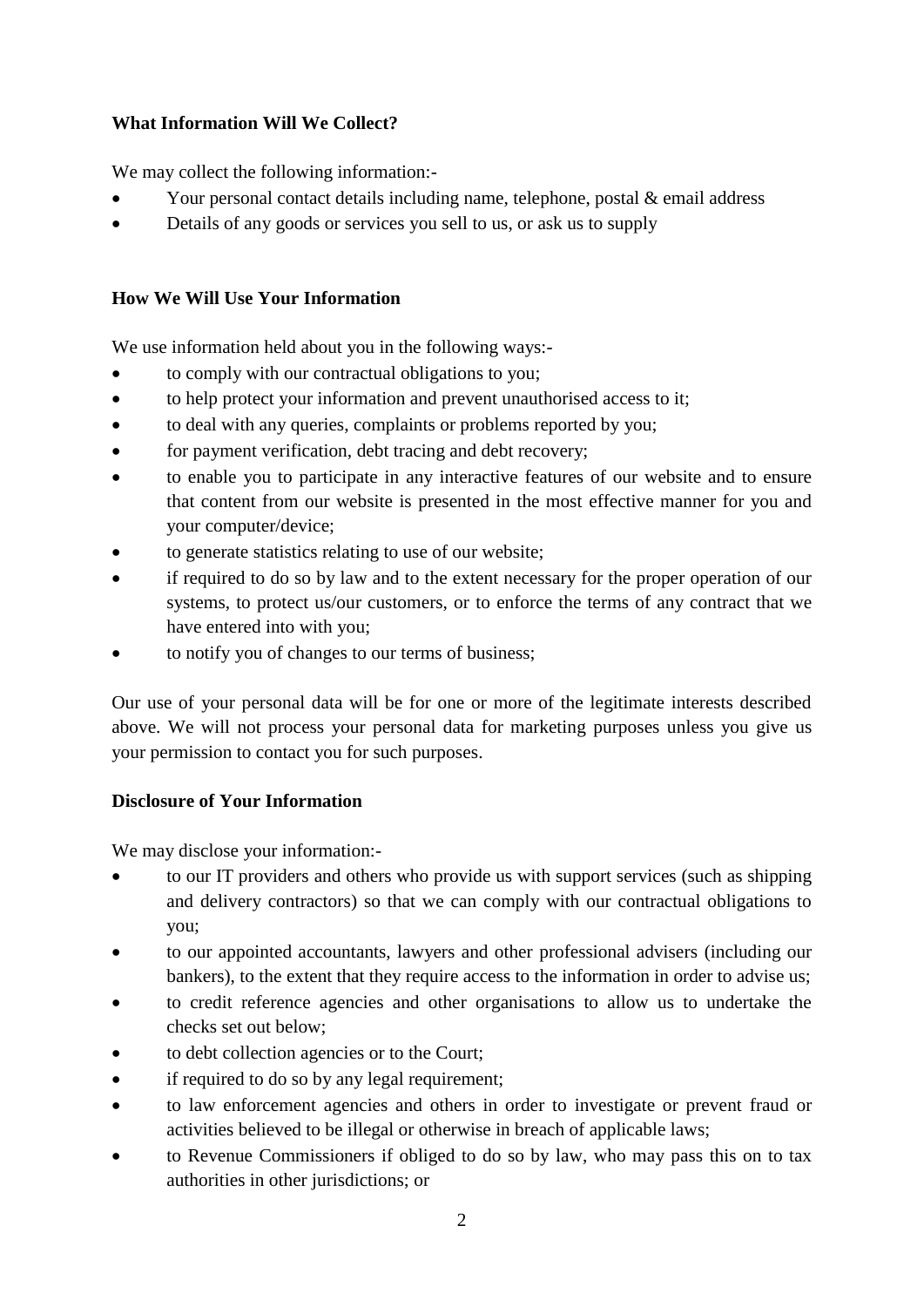**What Information Will We Collect?**

We may collect the following information:-

- Your personal contact details including name, telephone, postal & email address
- Details of any goods or services you sell to us, or ask us to supply

**How We Will Use Your Information**

We use information held about you in the following ways:-

- to comply with our contractual obligations to you;
- to help protect your information and prevent unauthorised access to it;
- to deal with any queries, complaints or problems reported by you;
- for payment verification, debt tracing and debt recovery;
- to enable you to participate in any interactive features of our website and to ensure that content from our website is presented in the most effective manner for you and your computer/device;
- to generate statistics relating to use of our website;
- if required to do so by law and to the extent necessary for the proper operation of our systems, to protect us/our customers, or to enforce the terms of any contract that we have entered into with you;
- to notify you of changes to our terms of business;

Our use of your personal data will be for one or more of the legitimate interests described above. We will not process your personal data for marketing purposes unless you give us your permission to contact you for such purposes.

**Disclosure of Your Information**

We may disclose your information:-

- to our IT providers and others who provide us with support services (such as shipping and delivery contractors) so that we can comply with our contractual obligations to you;
- to our appointed accountants, lawyers and other professional advisers (including our bankers), to the extent that they require access to the information in order to advise us;
- to credit reference agencies and other organisations to allow us to undertake the checks set out below;
- to debt collection agencies or to the Court;
- if required to do so by any legal requirement;
- to law enforcement agencies and others in order to investigate or prevent fraud or activities believed to be illegal or otherwise in breach of applicable laws;
- to Revenue Commissioners if obliged to do so by law, who may pass this on to tax authorities in other jurisdictions; or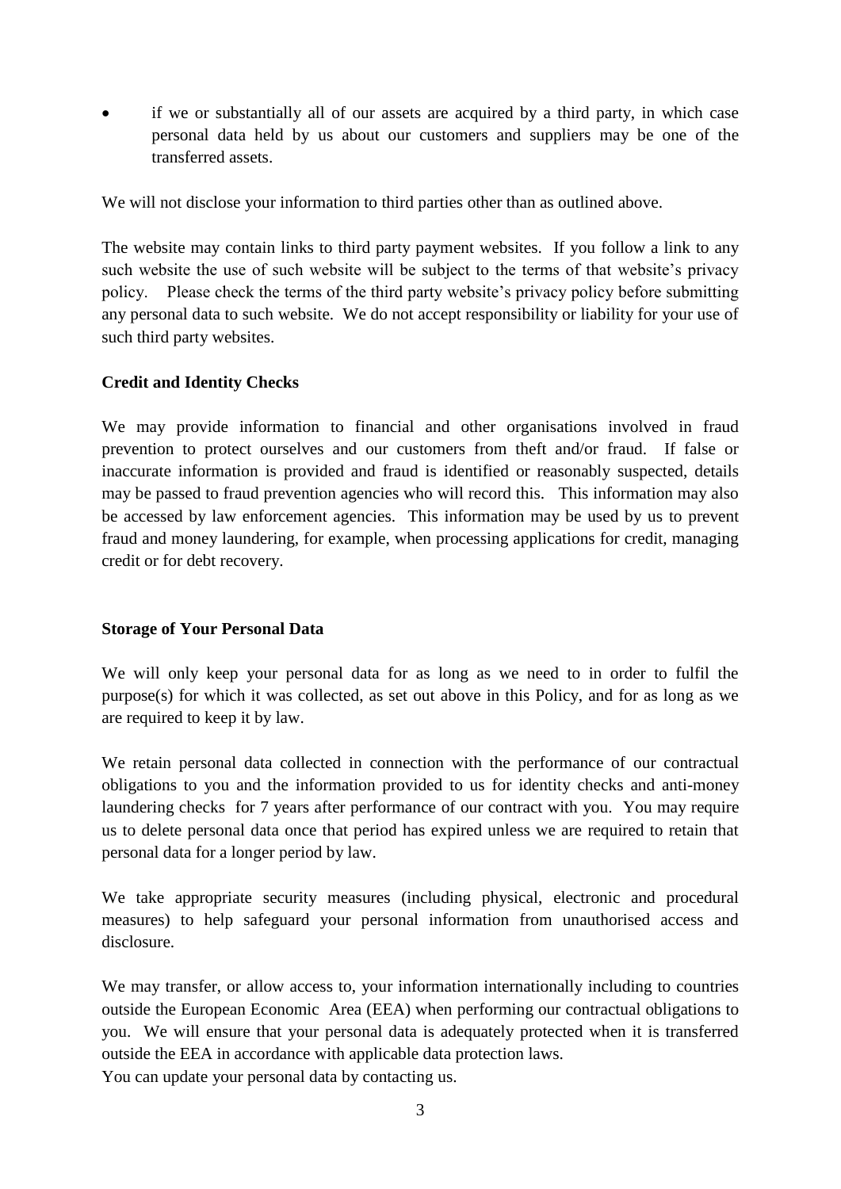- if we or substantially all of our assets are acquired by a third party, in which case personal data held by us about our customers and suppliers may be one of the transferred assets.

We will not disclose your information to third parties other than as outlined above.

The website may contain links to third party payment websites. If you follow a link to any such website the use of such website will be subject to the terms of that website's privacy policy. Please check the terms of the third party website's privacy policy before submitting any personal data to such website. We do not accept responsibility or liability for your use of such third party websites.

**Credit and Identity Checks**

We may provide information to financial and other organisations involved in fraud prevention to protect ourselves and our customers from theft and/or fraud. If false or inaccurate information is provided and fraud is identified or reasonably suspected, details may be passed to fraud prevention agencies who will record this. This information may also be accessed by law enforcement agencies. This information may be used by us to prevent fraud and money laundering, for example, when processing applications for credit, managing credit or for debt recovery.

**Storage of Your Personal Data**

We will only keep your personal data for as long as we need to in order to fulfil the purpose(s) for which it was collected, as set out above in this Policy, and for as long as we are required to keep it by law.

We retain personal data collected in connection with the performance of our contractual obligations to you and the information provided to us for identity checks and anti-money laundering checks for 7 years after performance of our contract with you. You may require us to delete personal data once that period has expired unless we are required to retain that personal data for a longer period by law.

We take appropriate security measures (including physical, electronic and procedural measures) to help safeguard your personal information from unauthorised access and disclosure.

We may transfer, or allow access to, your information internationally including to countries outside the European Economic Area (EEA) when performing our contractual obligations to you. We will ensure that your personal data is adequately protected when it is transferred outside the EEA in accordance with applicable data protection laws.
You can update your personal data by contacting us.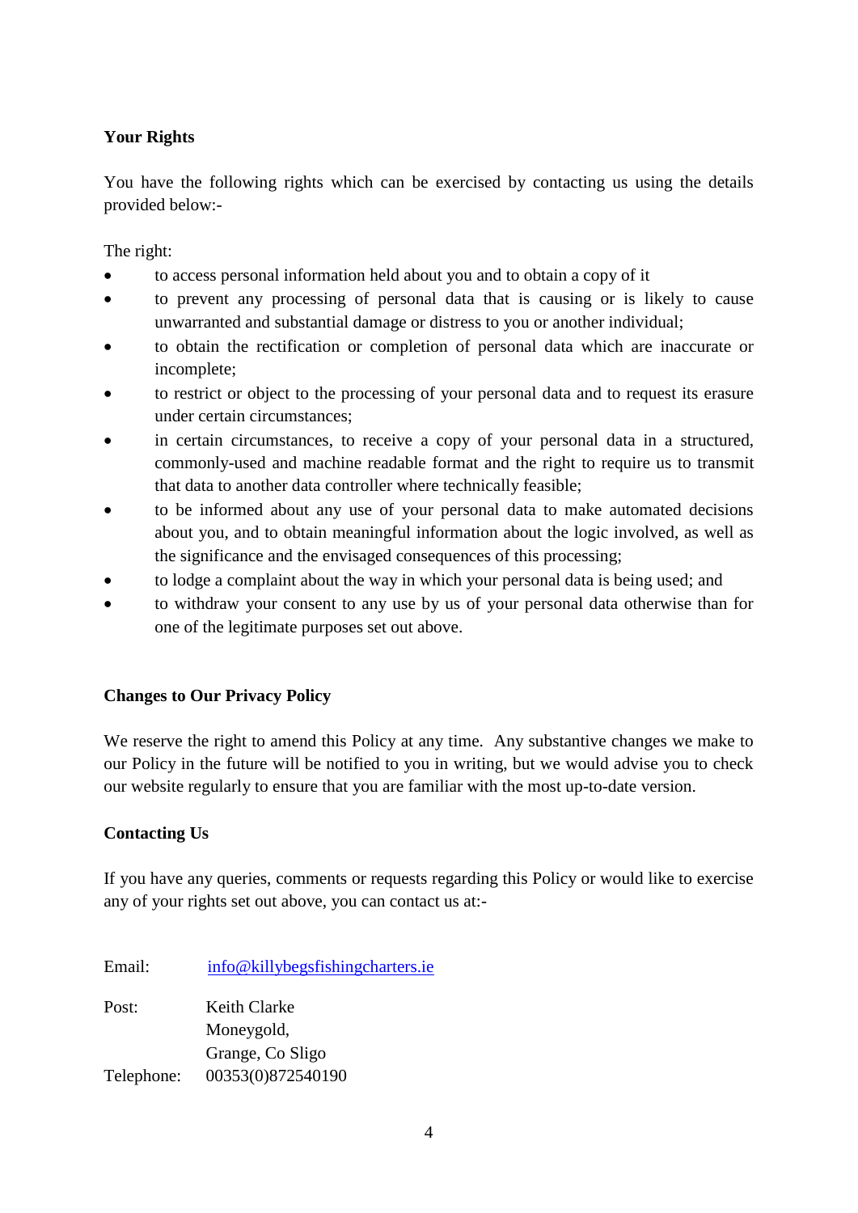**Your Rights**

You have the following rights which can be exercised by contacting us using the details provided below:-

The right:

- to access personal information held about you and to obtain a copy of it
- to prevent any processing of personal data that is causing or is likely to cause unwarranted and substantial damage or distress to you or another individual;
- to obtain the rectification or completion of personal data which are inaccurate or incomplete;
- to restrict or object to the processing of your personal data and to request its erasure under certain circumstances;
- in certain circumstances, to receive a copy of your personal data in a structured, commonly-used and machine readable format and the right to require us to transmit that data to another data controller where technically feasible;
- to be informed about any use of your personal data to make automated decisions about you, and to obtain meaningful information about the logic involved, as well as the significance and the envisaged consequences of this processing;
- to lodge a complaint about the way in which your personal data is being used; and
- to withdraw your consent to any use by us of your personal data otherwise than for one of the legitimate purposes set out above.

**Changes to Our Privacy Policy**

We reserve the right to amend this Policy at any time. Any substantive changes we make to our Policy in the future will be notified to you in writing, but we would advise you to check our website regularly to ensure that you are familiar with the most up-to-date version.

**Contacting Us**

If you have any queries, comments or requests regarding this Policy or would like to exercise any of your rights set out above, you can contact us at:-

Email: info@killybegsfishingcharters.ie

Post: Keith Clarke
Moneygold,
Grange, Co Sligo

Telephone: 00353(0)872540190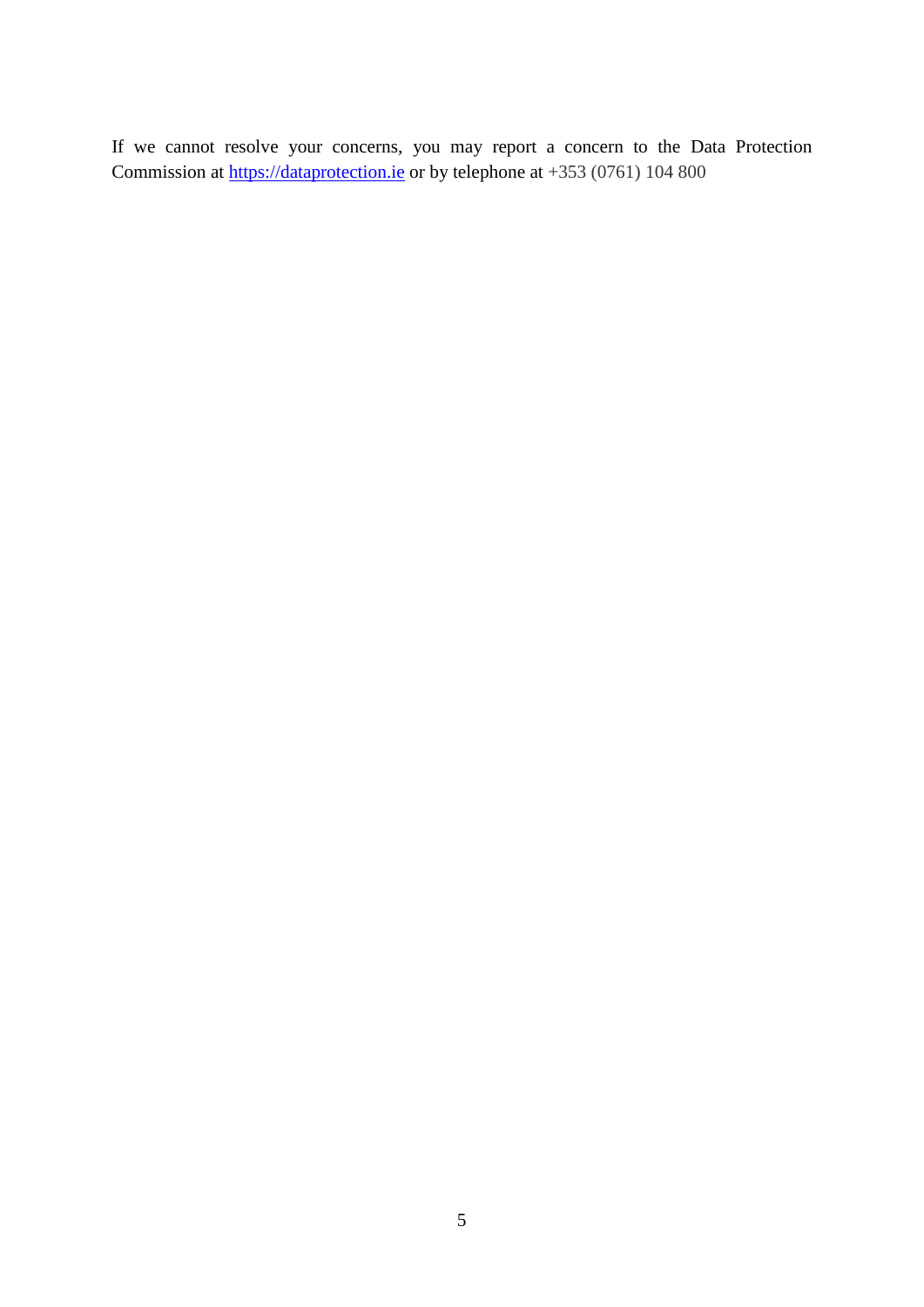If we cannot resolve your concerns, you may report a concern to the Data Protection Commission at [https://dataprotection.ie](https://dataprotection.ie) or by telephone at +353 (0761) 104 800